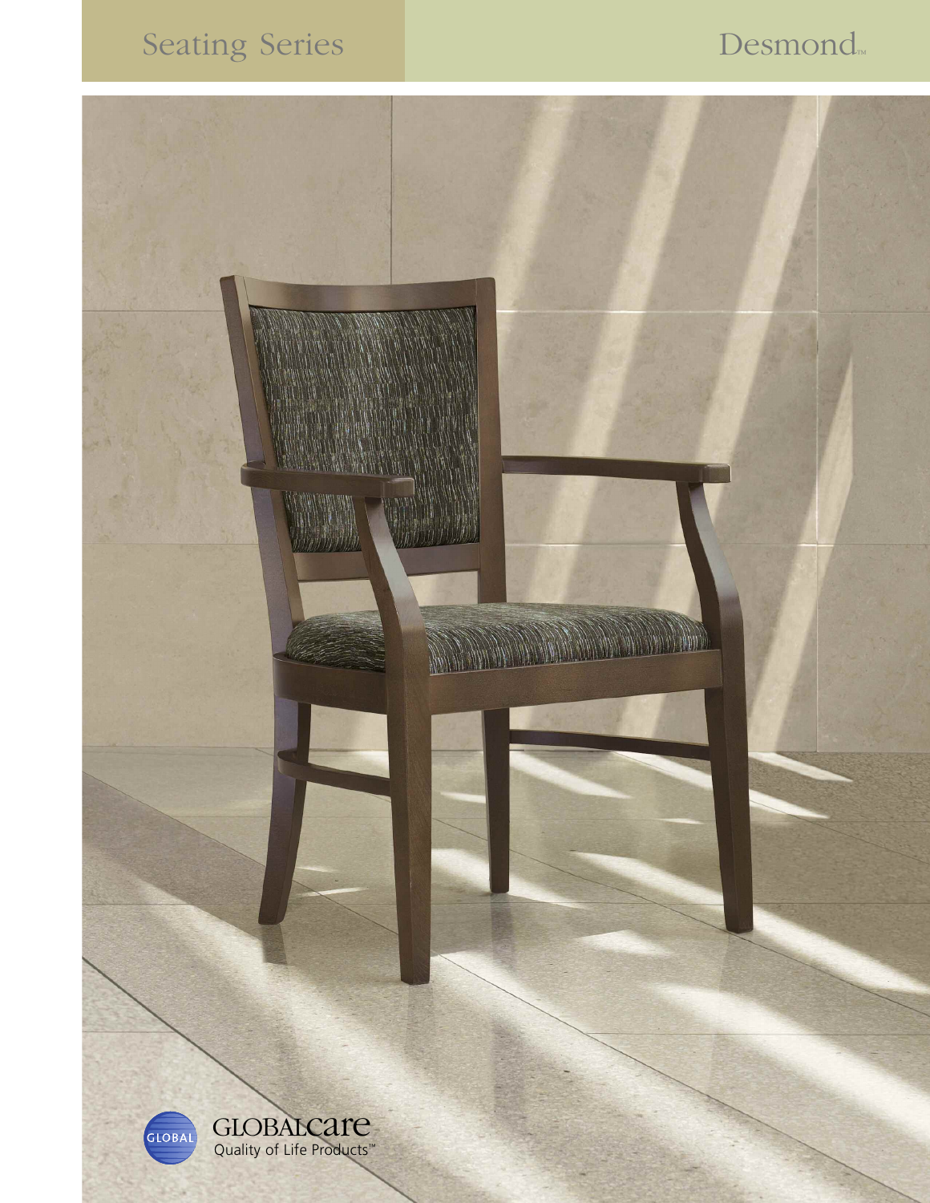# Seating Series

# Desmond™

GLOBALcare
Quality of Life Products™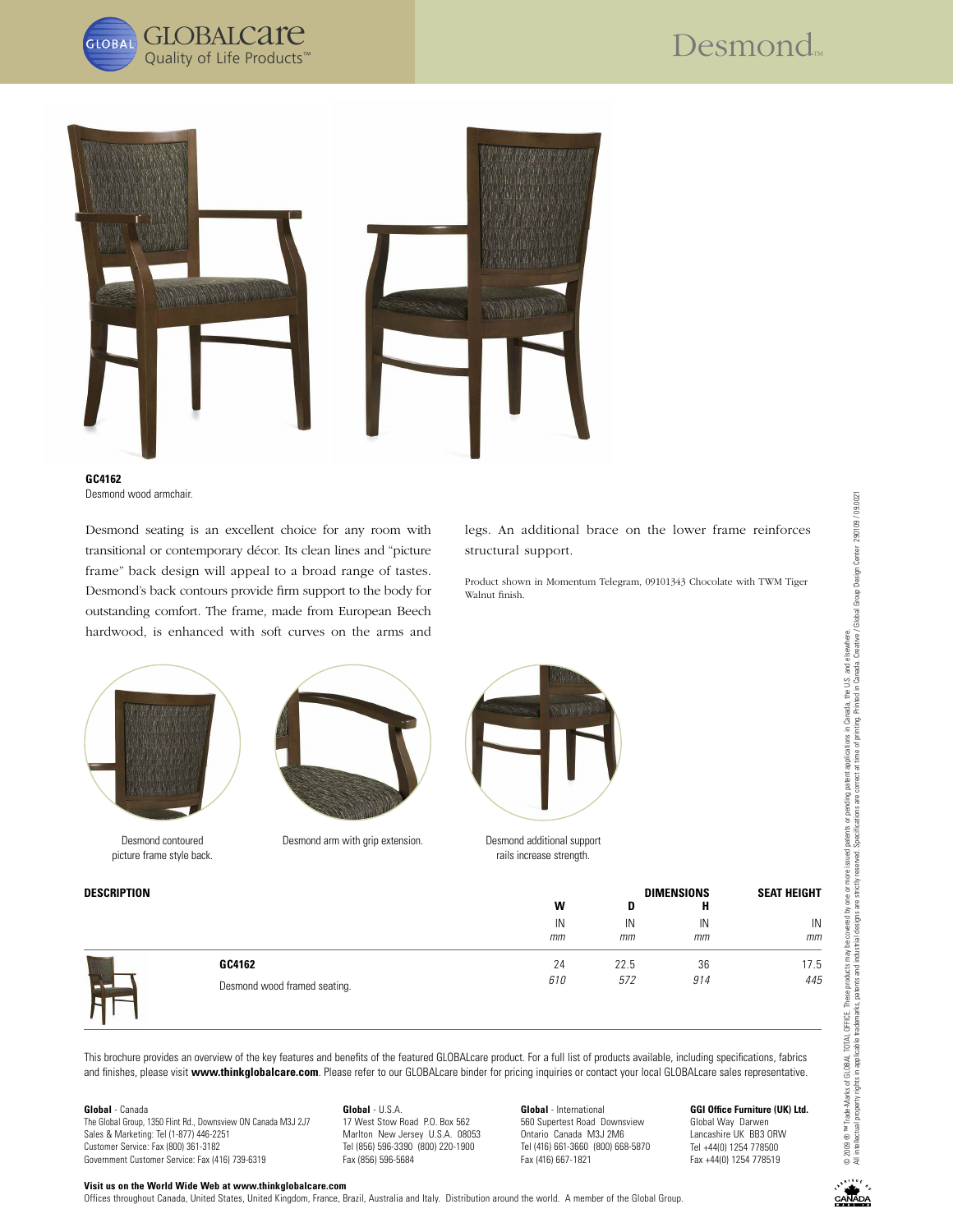GLOBALcare
Quality of Life Products™

# Desmond™

**GC4162**
Desmond wood armchair.

Desmond seating is an excellent choice for any room with transitional or contemporary décor. Its clean lines and "picture frame" back design will appeal to a broad range of tastes. Desmond's back contours provide firm support to the body for outstanding comfort. The frame, made from European Beech hardwood, is enhanced with soft curves on the arms and legs. An additional brace on the lower frame reinforces structural support.

Product shown in Momentum Telegram, 09101343 Chocolate with TWM Tiger Walnut finish.

Desmond contoured picture frame style back.

Desmond arm with grip extension.

Desmond additional support rails increase strength.

| DESCRIPTION | | DIMENSIONS | | | SEAT HEIGHT |
|---|---|---|---|---|---|
| | | W | D | H | |
| | | IN *mm* | IN *mm* | IN *mm* | IN *mm* |
| | **GC4162** Desmond wood framed seating. | 24 *610* | 22.5 *572* | 36 *914* | 17.5 *445* |

This brochure provides an overview of the key features and benefits of the featured GLOBALcare product. For a full list of products available, including specifications, fabrics and finishes, please visit **www.thinkglobalcare.com**. Please refer to our GLOBALcare binder for pricing inquiries or contact your local GLOBALcare sales representative.

**Global** - Canada
The Global Group, 1350 Flint Rd., Downsview ON Canada M3J 2J7
Sales & Marketing: Tel (1-877) 446-2251
Customer Service: Fax (800) 361-3182
Government Customer Service: Fax (416) 739-6319

**Global** - U.S.A.
17 West Stow Road P.O. Box 562
Marlton New Jersey U.S.A. 08053
Tel (856) 596-3390 (800) 220-1900
Fax (856) 596-5684

**Global** - International
560 Supertest Road Downsview
Ontario Canada M3J 2M6
Tel (416) 661-3660 (800) 668-5870
Fax (416) 667-1821

**GGI Office Furniture (UK) Ltd.**
Global Way Darwen
Lancashire UK BB3 0RW
Tel +44(0) 1254 778500
Fax +44(0) 1254 778519

**Visit us on the World Wide Web at www.thinkglobalcare.com**
Offices throughout Canada, United States, United Kingdom, France, Brazil, Australia and Italy. Distribution around the world. A member of the Global Group.

© 2009 ® ™ Trade-Marks of GLOBAL TOTAL OFFICE. These products may be covered by one or more issued patents or pending patent applications in Canada, the U.S. and elsewhere. All intellectual property rights in applicable trademarks, patents and industrial designs are strictly reserved. Specifications are correct at time of printing. Printed in Canada. Creative / Global Group Design Center 290109 / 090021